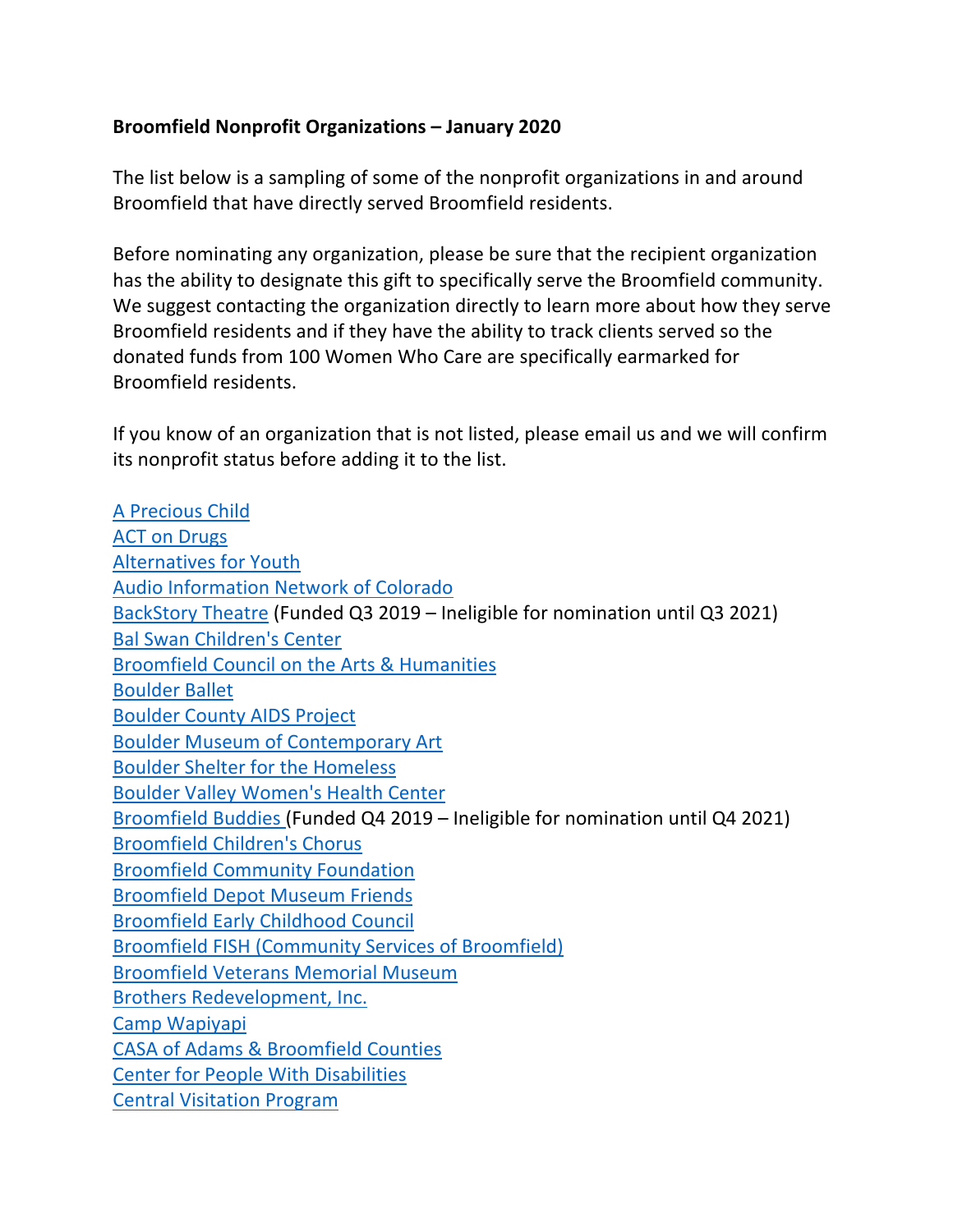**Broomfield Nonprofit Organizations – January 2020**

The list below is a sampling of some of the nonprofit organizations in and around Broomfield that have directly served Broomfield residents.

Before nominating any organization, please be sure that the recipient organization has the ability to designate this gift to specifically serve the Broomfield community. We suggest contacting the organization directly to learn more about how they serve Broomfield residents and if they have the ability to track clients served so the donated funds from 100 Women Who Care are specifically earmarked for Broomfield residents.

If you know of an organization that is not listed, please email us and we will confirm its nonprofit status before adding it to the list.

A Precious Child
ACT on Drugs
Alternatives for Youth
Audio Information Network of Colorado
BackStory Theatre (Funded Q3 2019 – Ineligible for nomination until Q3 2021)
Bal Swan Children's Center
Broomfield Council on the Arts & Humanities
Boulder Ballet
Boulder County AIDS Project
Boulder Museum of Contemporary Art
Boulder Shelter for the Homeless
Boulder Valley Women's Health Center
Broomfield Buddies (Funded Q4 2019 – Ineligible for nomination until Q4 2021)
Broomfield Children's Chorus
Broomfield Community Foundation
Broomfield Depot Museum Friends
Broomfield Early Childhood Council
Broomfield FISH (Community Services of Broomfield)
Broomfield Veterans Memorial Museum
Brothers Redevelopment, Inc.
Camp Wapiyapi
CASA of Adams & Broomfield Counties
Center for People With Disabilities
Central Visitation Program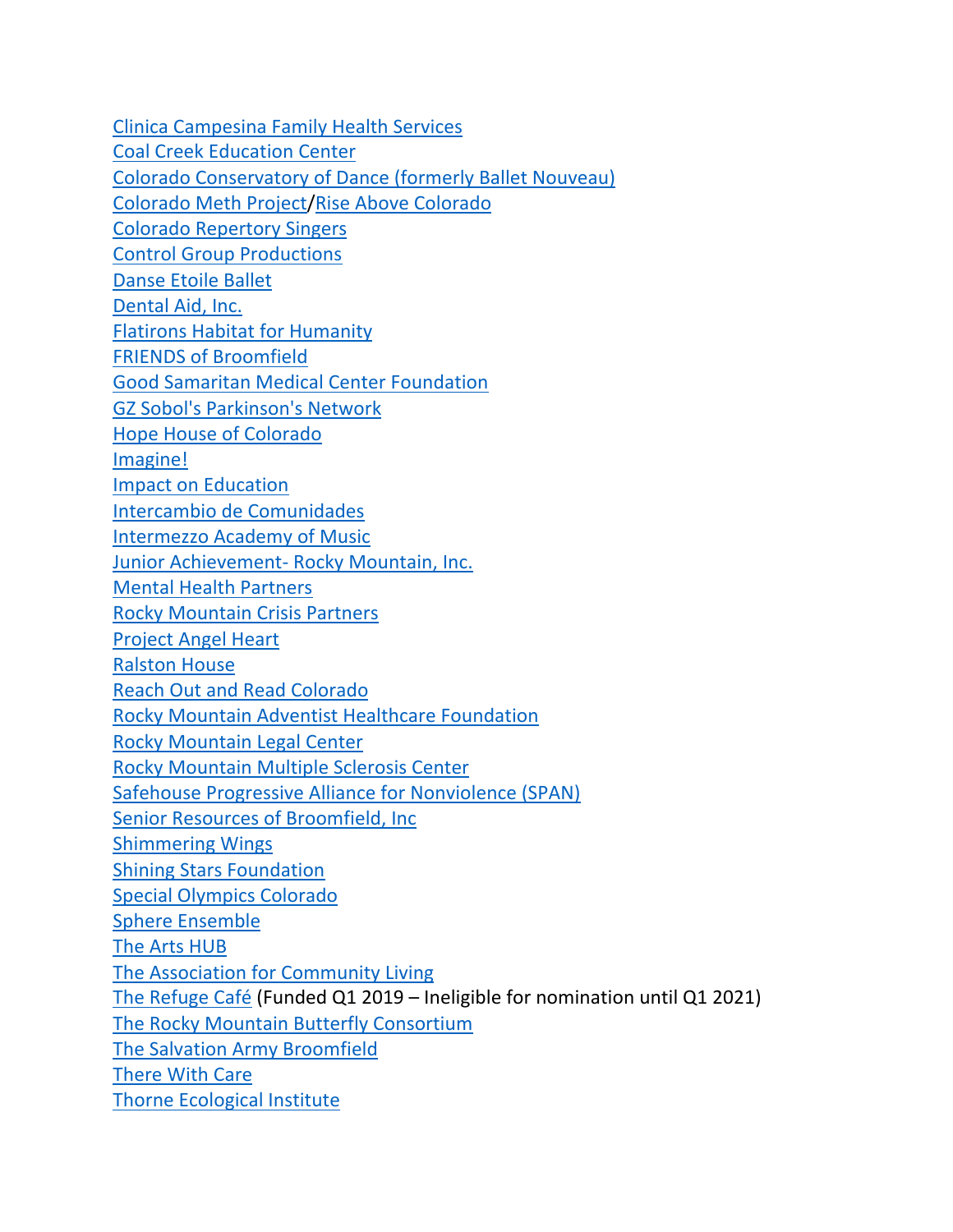Clinica Campesina Family Health Services
Coal Creek Education Center
Colorado Conservatory of Dance (formerly Ballet Nouveau)
Colorado Meth Project/Rise Above Colorado
Colorado Repertory Singers
Control Group Productions
Danse Etoile Ballet
Dental Aid, Inc.
Flatirons Habitat for Humanity
FRIENDS of Broomfield
Good Samaritan Medical Center Foundation
GZ Sobol's Parkinson's Network
Hope House of Colorado
Imagine!
Impact on Education
Intercambio de Comunidades
Intermezzo Academy of Music
Junior Achievement- Rocky Mountain, Inc.
Mental Health Partners
Rocky Mountain Crisis Partners
Project Angel Heart
Ralston House
Reach Out and Read Colorado
Rocky Mountain Adventist Healthcare Foundation
Rocky Mountain Legal Center
Rocky Mountain Multiple Sclerosis Center
Safehouse Progressive Alliance for Nonviolence (SPAN)
Senior Resources of Broomfield, Inc
Shimmering Wings
Shining Stars Foundation
Special Olympics Colorado
Sphere Ensemble
The Arts HUB
The Association for Community Living
The Refuge Café (Funded Q1 2019 – Ineligible for nomination until Q1 2021)
The Rocky Mountain Butterfly Consortium
The Salvation Army Broomfield
There With Care
Thorne Ecological Institute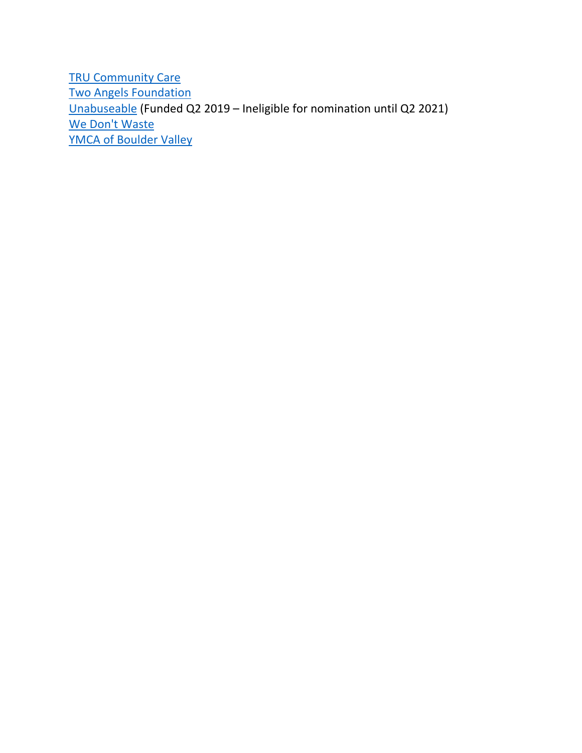TRU Community Care
Two Angels Foundation
Unabuseable (Funded Q2 2019 – Ineligible for nomination until Q2 2021)
We Don't Waste
YMCA of Boulder Valley